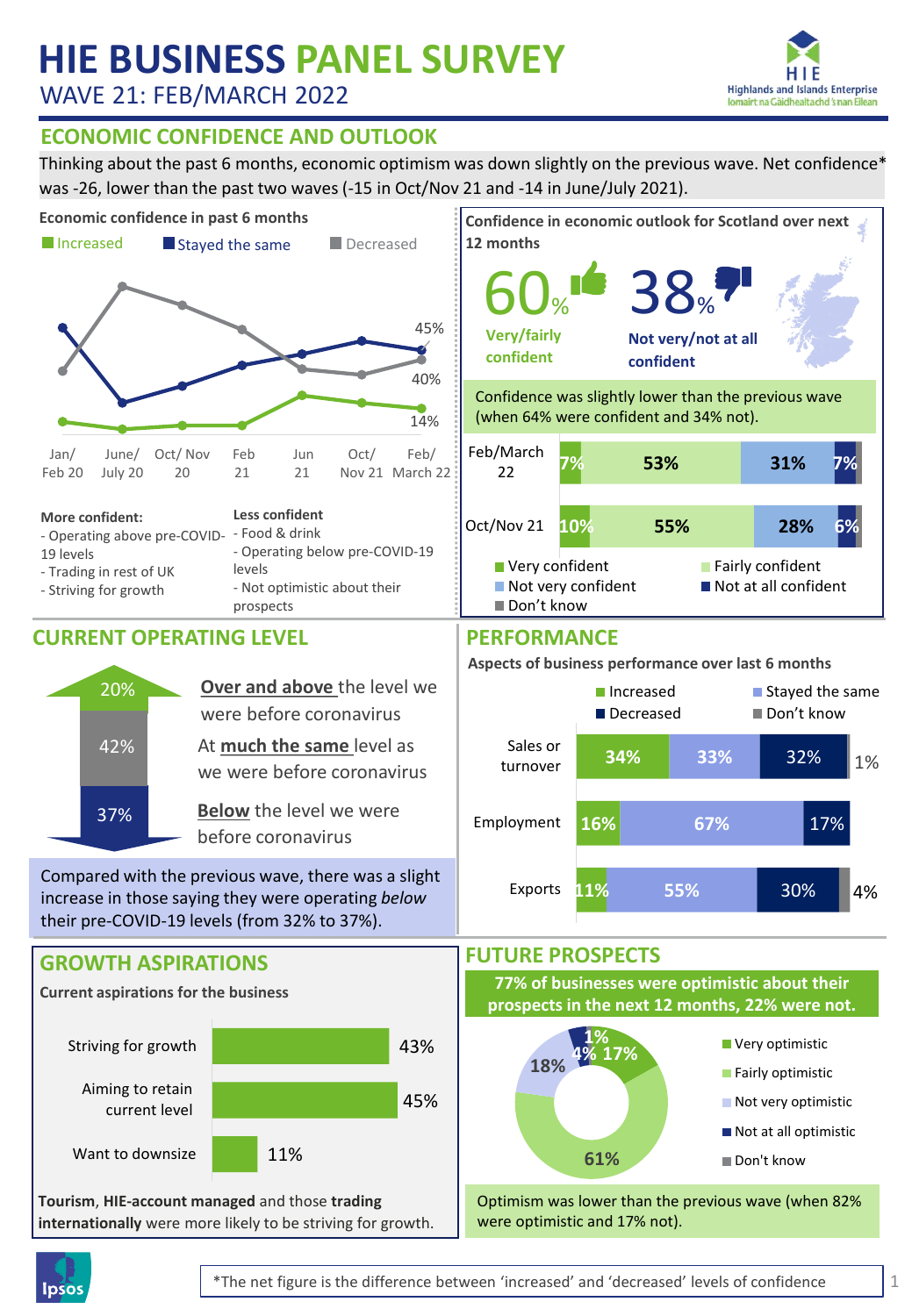# HIE BUSINESS PANEL SURVEY

WAVE 21: FEB/MARCH 2022

## ECONOMIC CONFIDENCE AND OUTLOOK

Thinking about the past 6 months, economic optimism was down slightly on the previous wave. Net confidence* was -26, lower than the past two waves (-15 in Oct/Nov 21 and -14 in June/July 2021).

### Economic confidence in past 6 months

Increased | Stayed the same | Decreased

| | Jan/Feb 20 | June/July 20 | Oct/Nov 20 | Feb 21 | Jun 21 | Oct/Nov 21 | Feb/March 22 |
|---|---|---|---|---|---|---|---|
| Stayed the same | | | | | | | 45% |
| Decreased | | | | | | | 40% |
| Increased | | | | | | | 14% |

**More confident:**
- Operating above pre-COVID-19 levels
- Trading in rest of UK
- Striving for growth

**Less confident**
- Food & drink
- Operating below pre-COVID-19 levels
- Not optimistic about their prospects

### Confidence in economic outlook for Scotland over next 12 months

**60%** Very/fairly confident

**38%** Not very/not at all confident

Confidence was slightly lower than the previous wave (when 64% were confident and 34% not).

| | Very confident | Fairly confident | Not very confident | Not at all confident |
|---|---|---|---|---|
| Feb/March 22 | 7% | 53% | 31% | 7% |
| Oct/Nov 21 | 10% | 55% | 28% | 6% |

Legend: Very confident, Fairly confident, Not very confident, Not at all confident, Don't know

## CURRENT OPERATING LEVEL

- 20% **Over and above** the level we were before coronavirus
- 42% At **much the same** level as we were before coronavirus
- 37% **Below** the level we were before coronavirus

Compared with the previous wave, there was a slight increase in those saying they were operating *below* their pre-COVID-19 levels (from 32% to 37%).

## PERFORMANCE

### Aspects of business performance over last 6 months

| | Increased | Stayed the same | Decreased | Don't know |
|---|---|---|---|---|
| Sales or turnover | 34% | 33% | 32% | 1% |
| Employment | 16% | 67% | 17% | |
| Exports | 11% | 55% | 30% | 4% |

## GROWTH ASPIRATIONS

### Current aspirations for the business

| | |
|---|---|
| Striving for growth | 43% |
| Aiming to retain current level | 45% |
| Want to downsize | 11% |

**Tourism**, **HIE-account managed** and those **trading internationally** were more likely to be striving for growth.

## FUTURE PROSPECTS

**77% of businesses were optimistic about their prospects in the next 12 months, 22% were not.**

- Very optimistic: 17%
- Fairly optimistic: 61%
- Not very optimistic: 18%
- Not at all optimistic: 4%
- Don't know: 1%

Optimism was lower than the previous wave (when 82% were optimistic and 17% not).

*The net figure is the difference between 'increased' and 'decreased' levels of confidence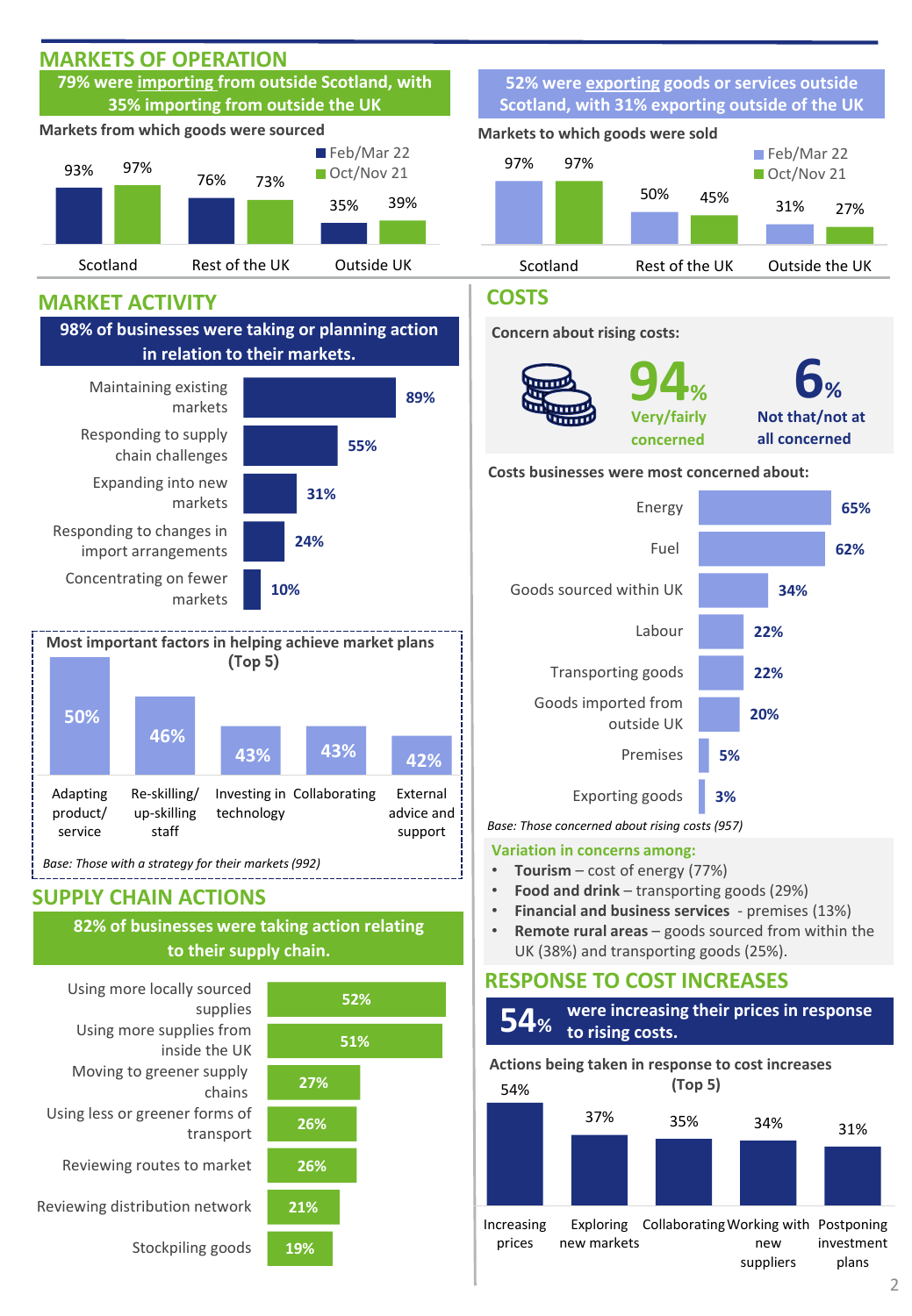## MARKETS OF OPERATION

**79% were importing from outside Scotland, with 35% importing from outside the UK**

Markets from which goods were sourced

| | Feb/Mar 22 | Oct/Nov 21 |
|---|---|---|
| Scotland | 93% | 97% |
| Rest of the UK | 76% | 73% |
| Outside UK | 35% | 39% |

**52% were exporting goods or services outside Scotland, with 31% exporting outside of the UK**

Markets to which goods were sold

| | Feb/Mar 22 | Oct/Nov 21 |
|---|---|---|
| Scotland | 97% | 97% |
| Rest of the UK | 50% | 45% |
| Outside the UK | 31% | 27% |

## MARKET ACTIVITY

**98% of businesses were taking or planning action in relation to their markets.**

| Action | % |
|---|---|
| Maintaining existing markets | 89% |
| Responding to supply chain challenges | 55% |
| Expanding into new markets | 31% |
| Responding to changes in import arrangements | 24% |
| Concentrating on fewer markets | 10% |

**Most important factors in helping achieve market plans (Top 5)**

| Factor | % |
|---|---|
| Adapting product/ service | 50% |
| Re-skilling/ up-skilling staff | 46% |
| Investing in technology | 43% |
| Collaborating | 43% |
| External advice and support | 42% |

*Base: Those with a strategy for their markets (992)*

## SUPPLY CHAIN ACTIONS

**82% of businesses were taking action relating to their supply chain.**

| Action | % |
|---|---|
| Using more locally sourced supplies | 52% |
| Using more supplies from inside the UK | 51% |
| Moving to greener supply chains | 27% |
| Using less or greener forms of transport | 26% |
| Reviewing routes to market | 26% |
| Reviewing distribution network | 21% |
| Stockpiling goods | 19% |

## COSTS

**Concern about rising costs:**

**94%** Very/fairly concerned

**6%** Not that/not at all concerned

**Costs businesses were most concerned about:**

| Cost | % |
|---|---|
| Energy | 65% |
| Fuel | 62% |
| Goods sourced within UK | 34% |
| Labour | 22% |
| Transporting goods | 22% |
| Goods imported from outside UK | 20% |
| Premises | 5% |
| Exporting goods | 3% |

*Base: Those concerned about rising costs (957)*

**Variation in concerns among:**

- **Tourism** – cost of energy (77%)
- **Food and drink** – transporting goods (29%)
- **Financial and business services** - premises (13%)
- **Remote rural areas** – goods sourced from within the UK (38%) and transporting goods (25%).

## RESPONSE TO COST INCREASES

**54%** were increasing their prices in response to rising costs.

**Actions being taken in response to cost increases (Top 5)**

| Action | % |
|---|---|
| Increasing prices | 54% |
| Exploring new markets | 37% |
| Collaborating | 35% |
| Working with new suppliers | 34% |
| Postponing investment plans | 31% |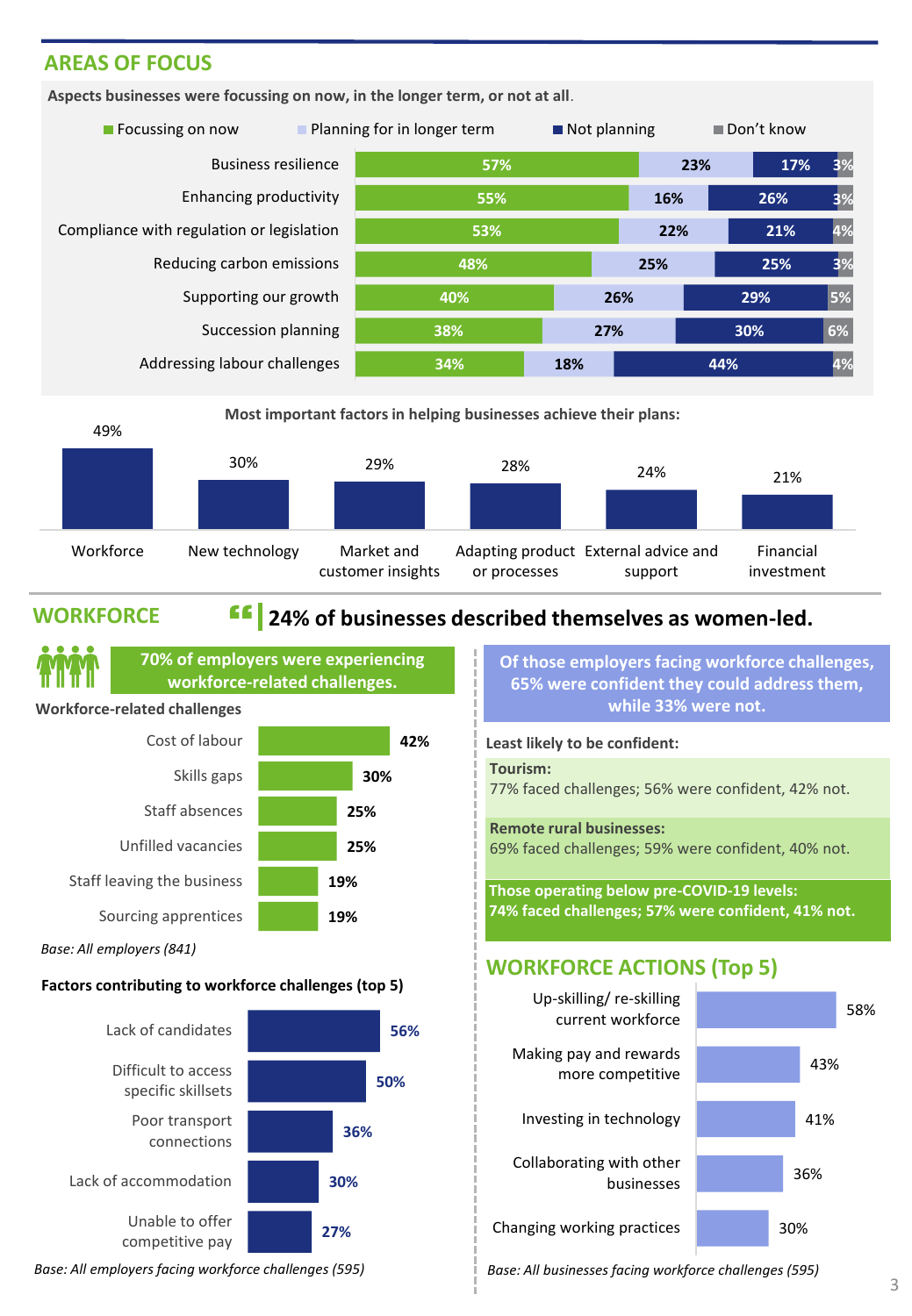## AREAS OF FOCUS

**Aspects businesses were focussing on now, in the longer term, or not at all.**

| | Focussing on now | Planning for in longer term | Not planning | Don't know |
|---|---|---|---|---|
| Business resilience | 57% | 23% | 17% | 3% |
| Enhancing productivity | 55% | 16% | 26% | 3% |
| Compliance with regulation or legislation | 53% | 22% | 21% | 4% |
| Reducing carbon emissions | 48% | 25% | 25% | 3% |
| Supporting our growth | 40% | 26% | 29% | 5% |
| Succession planning | 38% | 27% | 30% | 6% |
| Addressing labour challenges | 34% | 18% | 44% | 4% |

**Most important factors in helping businesses achieve their plans:**

| Factor | % |
|---|---|
| Workforce | 49% |
| New technology | 30% |
| Market and customer insights | 29% |
| Adapting product or processes | 28% |
| External advice and support | 24% |
| Financial investment | 21% |

## WORKFORCE

**24% of businesses described themselves as women-led.**

**70% of employers were experiencing workforce-related challenges.**

**Workforce-related challenges**

| Challenge | % |
|---|---|
| Cost of labour | 42% |
| Skills gaps | 30% |
| Staff absences | 25% |
| Unfilled vacancies | 25% |
| Staff leaving the business | 19% |
| Sourcing apprentices | 19% |

*Base: All employers (841)*

**Factors contributing to workforce challenges (top 5)**

| Factor | % |
|---|---|
| Lack of candidates | 56% |
| Difficult to access specific skillsets | 50% |
| Poor transport connections | 36% |
| Lack of accommodation | 30% |
| Unable to offer competitive pay | 27% |

*Base: All employers facing workforce challenges (595)*

**Of those employers facing workforce challenges, 65% were confident they could address them, while 33% were not.**

**Least likely to be confident:**

**Tourism:**
77% faced challenges; 56% were confident, 42% not.

**Remote rural businesses:**
69% faced challenges; 59% were confident, 40% not.

**Those operating below pre-COVID-19 levels:**
**74% faced challenges; 57% were confident, 41% not.**

## WORKFORCE ACTIONS (Top 5)

| Action | % |
|---|---|
| Up-skilling/ re-skilling current workforce | 58% |
| Making pay and rewards more competitive | 43% |
| Investing in technology | 41% |
| Collaborating with other businesses | 36% |
| Changing working practices | 30% |

*Base: All businesses facing workforce challenges (595)*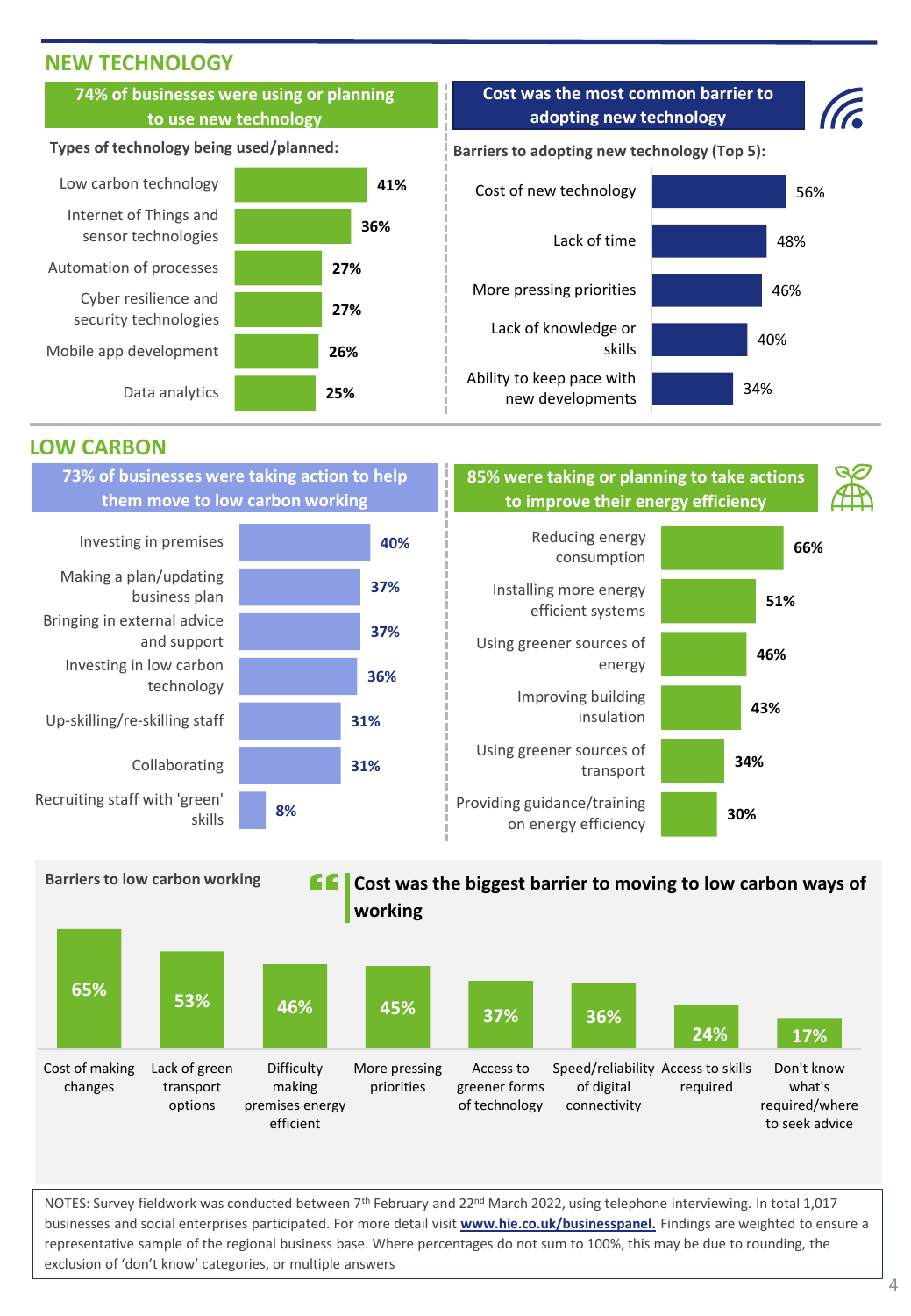## NEW TECHNOLOGY

**74% of businesses were using or planning to use new technology**

**Types of technology being used/planned:**

Low carbon technology 41%
Internet of Things and sensor technologies 36%
Automation of processes 27%
Cyber resilience and security technologies 27%
Mobile app development 26%
Data analytics 25%

**Cost was the most common barrier to adopting new technology**

**Barriers to adopting new technology (Top 5):**

Cost of new technology 56%
Lack of time 48%
More pressing priorities 46%
Lack of knowledge or skills 40%
Ability to keep pace with new developments 34%

## LOW CARBON

**73% of businesses were taking action to help them move to low carbon working**

Investing in premises 40%
Making a plan/updating business plan 37%
Bringing in external advice and support 37%
Investing in low carbon technology 36%
Up-skilling/re-skilling staff 31%
Collaborating 31%
Recruiting staff with 'green' skills 8%

**85% were taking or planning to take actions to improve their energy efficiency**

Reducing energy consumption 66%
Installing more energy efficient systems 51%
Using greener sources of energy 46%
Improving building insulation 43%
Using greener sources of transport 34%
Providing guidance/training on energy efficiency 30%

**Barriers to low carbon working**

> **Cost was the biggest barrier to moving to low carbon ways of working**

65% Cost of making changes
53% Lack of green transport options
46% Difficulty making premises energy efficient
45% More pressing priorities
37% Access to greener forms of technology
36% Speed/reliability of digital connectivity
24% Access to skills required
17% Don't know what's required/where to seek advice

NOTES: Survey fieldwork was conducted between 7th February and 22nd March 2022, using telephone interviewing. In total 1,017 businesses and social enterprises participated. For more detail visit **www.hie.co.uk/businesspanel.** Findings are weighted to ensure a representative sample of the regional business base. Where percentages do not sum to 100%, this may be due to rounding, the exclusion of 'don't know' categories, or multiple answers